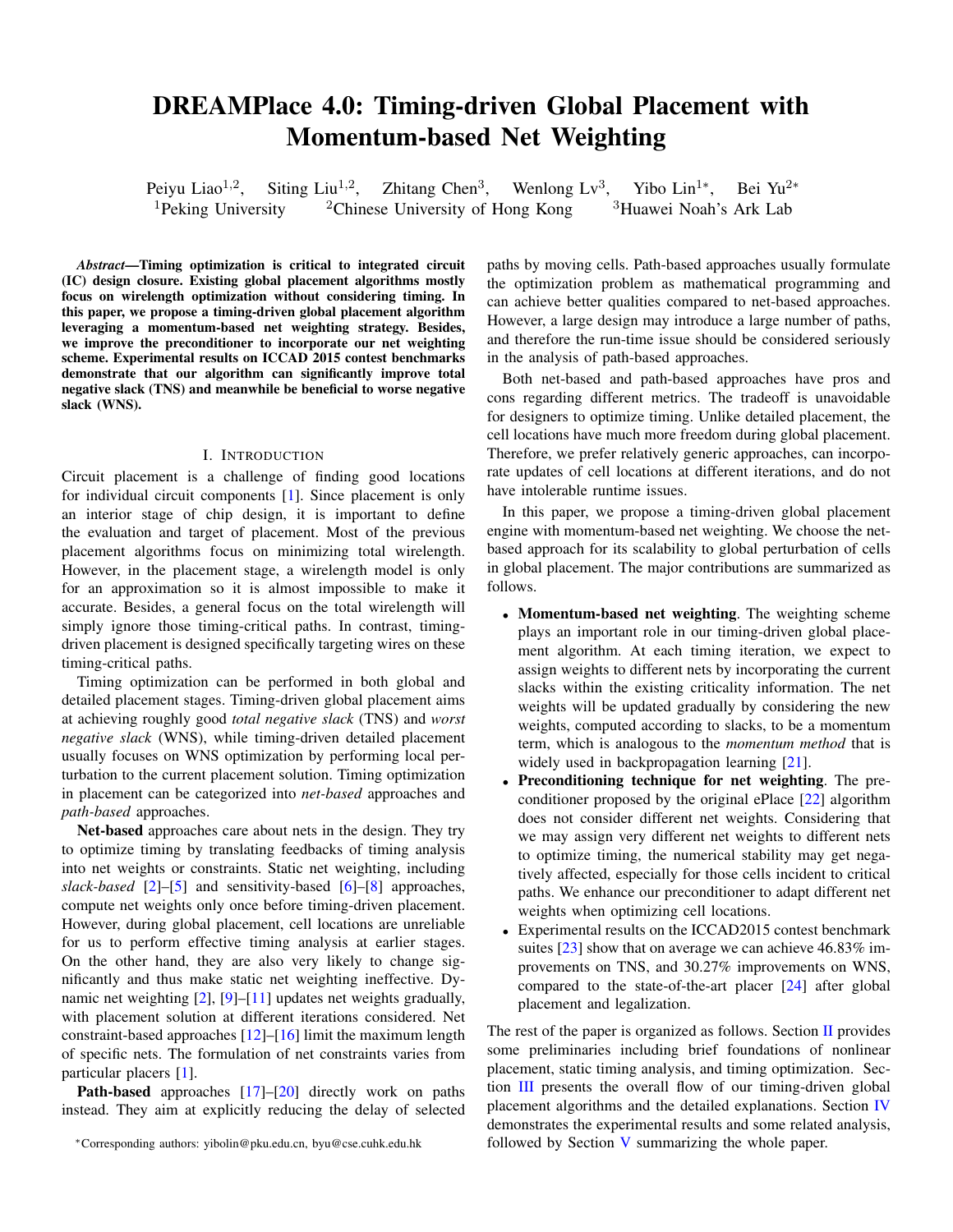# DREAMPlace 4.0: Timing-driven Global Placement with Momentum-based Net Weighting

Peiyu Liao[1,2], Siting Liu[1,2], Zhitang Chen[3], Wenlong Lv[3], Yibo Lin[1*], Bei Yu[2*]
[1]Peking University [2]Chinese University of Hong Kong [3]Huawei Noah's Ark Lab

***Abstract*—Timing optimization is critical to integrated circuit (IC) design closure. Existing global placement algorithms mostly focus on wirelength optimization without considering timing. In this paper, we propose a timing-driven global placement algorithm leveraging a momentum-based net weighting strategy. Besides, we improve the preconditioner to incorporate our net weighting scheme. Experimental results on ICCAD 2015 contest benchmarks demonstrate that our algorithm can significantly improve total negative slack (TNS) and meanwhile be beneficial to worse negative slack (WNS).**

## I. Introduction

Circuit placement is a challenge of finding good locations for individual circuit components [1]. Since placement is only an interior stage of chip design, it is important to define the evaluation and target of placement. Most of the previous placement algorithms focus on minimizing total wirelength. However, in the placement stage, a wirelength model is only for an approximation so it is almost impossible to make it accurate. Besides, a general focus on the total wirelength will simply ignore those timing-critical paths. In contrast, timing-driven placement is designed specifically targeting wires on these timing-critical paths.

Timing optimization can be performed in both global and detailed placement stages. Timing-driven global placement aims at achieving roughly good *total negative slack* (TNS) and *worst negative slack* (WNS), while timing-driven detailed placement usually focuses on WNS optimization by performing local perturbation to the current placement solution. Timing optimization in placement can be categorized into *net-based* approaches and *path-based* approaches.

**Net-based** approaches care about nets in the design. They try to optimize timing by translating feedbacks of timing analysis into net weights or constraints. Static net weighting, including *slack-based* [2]–[5] and sensitivity-based [6]–[8] approaches, compute net weights only once before timing-driven placement. However, during global placement, cell locations are unreliable for us to perform effective timing analysis at earlier stages. On the other hand, they are also very likely to change significantly and thus make static net weighting ineffective. Dynamic net weighting [2], [9]–[11] updates net weights gradually, with placement solution at different iterations considered. Net constraint-based approaches [12]–[16] limit the maximum length of specific nets. The formulation of net constraints varies from particular placers [1].

**Path-based** approaches [17]–[20] directly work on paths instead. They aim at explicitly reducing the delay of selected paths by moving cells. Path-based approaches usually formulate the optimization problem as mathematical programming and can achieve better qualities compared to net-based approaches. However, a large design may introduce a large number of paths, and therefore the run-time issue should be considered seriously in the analysis of path-based approaches.

Both net-based and path-based approaches have pros and cons regarding different metrics. The tradeoff is unavoidable for designers to optimize timing. Unlike detailed placement, the cell locations have much more freedom during global placement. Therefore, we prefer relatively generic approaches, can incorporate updates of cell locations at different iterations, and do not have intolerable runtime issues.

In this paper, we propose a timing-driven global placement engine with momentum-based net weighting. We choose the net-based approach for its scalability to global perturbation of cells in global placement. The major contributions are summarized as follows.

- **Momentum-based net weighting**. The weighting scheme plays an important role in our timing-driven global placement algorithm. At each timing iteration, we expect to assign weights to different nets by incorporating the current slacks within the existing criticality information. The net weights will be updated gradually by considering the new weights, computed according to slacks, to be a momentum term, which is analogous to the *momentum method* that is widely used in backpropagation learning [21].
- **Preconditioning technique for net weighting**. The preconditioner proposed by the original ePlace [22] algorithm does not consider different net weights. Considering that we may assign very different net weights to different nets to optimize timing, the numerical stability may get negatively affected, especially for those cells incident to critical paths. We enhance our preconditioner to adapt different net weights when optimizing cell locations.
- Experimental results on the ICCAD2015 contest benchmark suites [23] show that on average we can achieve 46.83% improvements on TNS, and 30.27% improvements on WNS, compared to the state-of-the-art placer [24] after global placement and legalization.

The rest of the paper is organized as follows. Section II provides some preliminaries including brief foundations of nonlinear placement, static timing analysis, and timing optimization. Section III presents the overall flow of our timing-driven global placement algorithms and the detailed explanations. Section IV demonstrates the experimental results and some related analysis, followed by Section V summarizing the whole paper.

*Corresponding authors: yibolin@pku.edu.cn, byu@cse.cuhk.edu.hk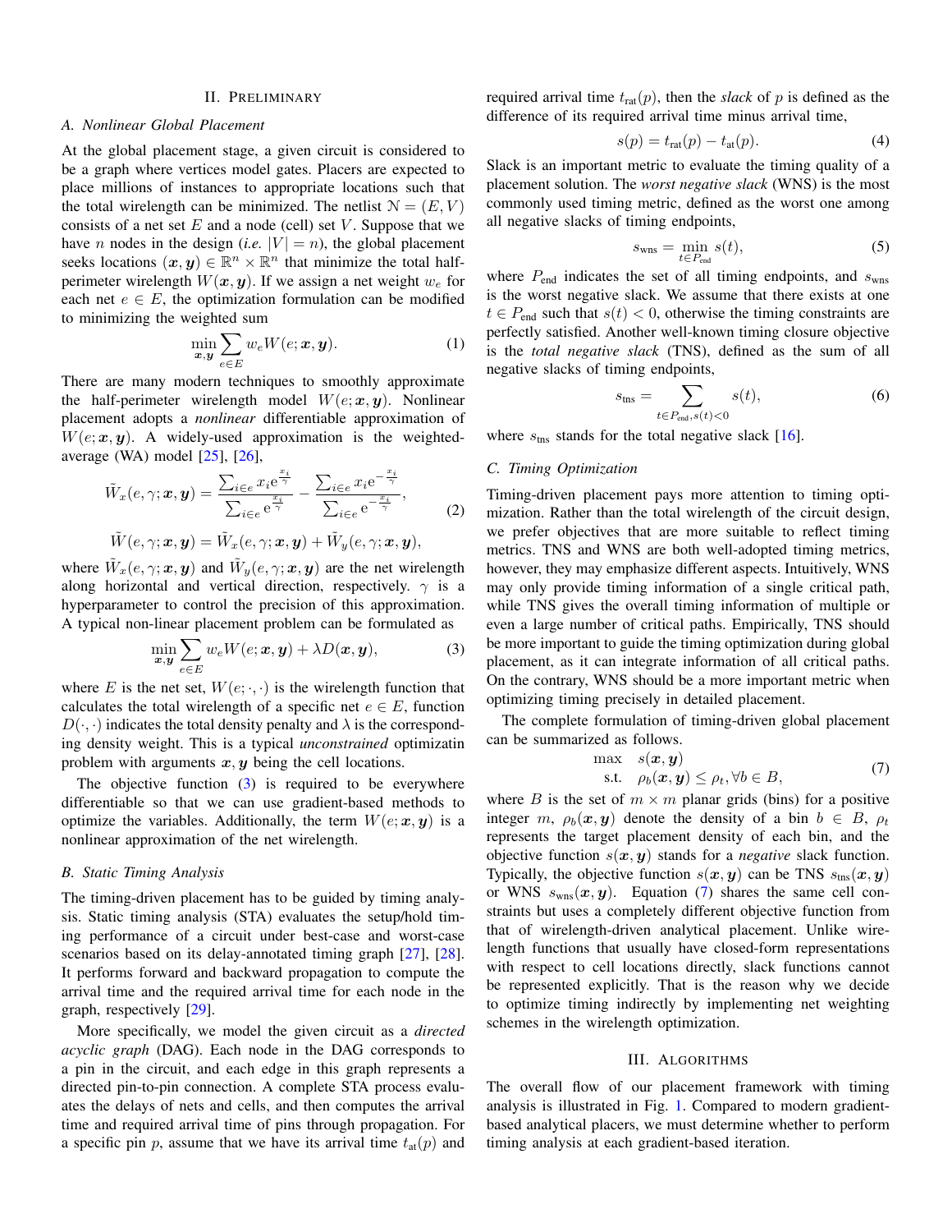## II. Preliminary

### A. Nonlinear Global Placement

At the global placement stage, a given circuit is considered to be a graph where vertices model gates. Placers are expected to place millions of instances to appropriate locations such that the total wirelength can be minimized. The netlist $\mathcal{N} = (E, V)$ consists of a net set $E$ and a node (cell) set $V$. Suppose that we have $n$ nodes in the design (*i.e.* $|V| = n$), the global placement seeks locations $(\boldsymbol{x}, \boldsymbol{y}) \in \mathbb{R}^n \times \mathbb{R}^n$ that minimize the total half-perimeter wirelength $W(\boldsymbol{x}, \boldsymbol{y})$. If we assign a net weight $w_e$ for each net $e \in E$, the optimization formulation can be modified to minimizing the weighted sum

$$\min_{\boldsymbol{x},\boldsymbol{y}} \sum_{e \in E} w_e W(e; \boldsymbol{x}, \boldsymbol{y}). \tag{1}$$

There are many modern techniques to smoothly approximate the half-perimeter wirelength model $W(e; \boldsymbol{x}, \boldsymbol{y})$. Nonlinear placement adopts a *nonlinear* differentiable approximation of $W(e; \boldsymbol{x}, \boldsymbol{y})$. A widely-used approximation is the weighted-average (WA) model [25], [26],

$$\begin{aligned}
\tilde{W}_x(e, \gamma; \boldsymbol{x}, \boldsymbol{y}) &= \frac{\sum_{i \in e} x_i \mathrm{e}^{\frac{x_i}{\gamma}}}{\sum_{i \in e} \mathrm{e}^{\frac{x_i}{\gamma}}} - \frac{\sum_{i \in e} x_i \mathrm{e}^{-\frac{x_i}{\gamma}}}{\sum_{i \in e} \mathrm{e}^{-\frac{x_i}{\gamma}}}, \\
\tilde{W}(e, \gamma; \boldsymbol{x}, \boldsymbol{y}) &= \tilde{W}_x(e, \gamma; \boldsymbol{x}, \boldsymbol{y}) + \tilde{W}_y(e, \gamma; \boldsymbol{x}, \boldsymbol{y}),
\end{aligned} \tag{2}$$

where $\tilde{W}_x(e, \gamma; \boldsymbol{x}, \boldsymbol{y})$ and $\tilde{W}_y(e, \gamma; \boldsymbol{x}, \boldsymbol{y})$ are the net wirelength along horizontal and vertical direction, respectively. $\gamma$ is a hyperparameter to control the precision of this approximation. A typical non-linear placement problem can be formulated as

$$\min_{\boldsymbol{x},\boldsymbol{y}} \sum_{e \in E} w_e W(e; \boldsymbol{x}, \boldsymbol{y}) + \lambda D(\boldsymbol{x}, \boldsymbol{y}), \tag{3}$$

where $E$ is the net set, $W(e; \cdot, \cdot)$ is the wirelength function that calculates the total wirelength of a specific net $e \in E$, function $D(\cdot, \cdot)$ indicates the total density penalty and $\lambda$ is the corresponding density weight. This is a typical *unconstrained* optimizatin problem with arguments $\boldsymbol{x}, \boldsymbol{y}$ being the cell locations.

The objective function (3) is required to be everywhere differentiable so that we can use gradient-based methods to optimize the variables. Additionally, the term $W(e; \boldsymbol{x}, \boldsymbol{y})$ is a nonlinear approximation of the net wirelength.

### B. Static Timing Analysis

The timing-driven placement has to be guided by timing analysis. Static timing analysis (STA) evaluates the setup/hold timing performance of a circuit under best-case and worst-case scenarios based on its delay-annotated timing graph [27], [28]. It performs forward and backward propagation to compute the arrival time and the required arrival time for each node in the graph, respectively [29].

More specifically, we model the given circuit as a *directed acyclic graph* (DAG). Each node in the DAG corresponds to a pin in the circuit, and each edge in this graph represents a directed pin-to-pin connection. A complete STA process evaluates the delays of nets and cells, and then computes the arrival time and required arrival time of pins through propagation. For a specific pin $p$, assume that we have its arrival time $t_{\text{at}}(p)$ and required arrival time $t_{\text{rat}}(p)$, then the *slack* of $p$ is defined as the difference of its required arrival time minus arrival time,

$$s(p) = t_{\text{rat}}(p) - t_{\text{at}}(p). \tag{4}$$

Slack is an important metric to evaluate the timing quality of a placement solution. The *worst negative slack* (WNS) is the most commonly used timing metric, defined as the worst one among all negative slacks of timing endpoints,

$$s_{\text{wns}} = \min_{t \in P_{\text{end}}} s(t), \tag{5}$$

where $P_{\text{end}}$ indicates the set of all timing endpoints, and $s_{\text{wns}}$ is the worst negative slack. We assume that there exists at one $t \in P_{\text{end}}$ such that $s(t) < 0$, otherwise the timing constraints are perfectly satisfied. Another well-known timing closure objective is the *total negative slack* (TNS), defined as the sum of all negative slacks of timing endpoints,

$$s_{\text{tns}} = \sum_{t \in P_{\text{end}}, s(t) < 0} s(t), \tag{6}$$

where $s_{\text{tns}}$ stands for the total negative slack [16].

### C. Timing Optimization

Timing-driven placement pays more attention to timing optimization. Rather than the total wirelength of the circuit design, we prefer objectives that are more suitable to reflect timing metrics. TNS and WNS are both well-adopted timing metrics, however, they may emphasize different aspects. Intuitively, WNS may only provide timing information of a single critical path, while TNS gives the overall timing information of multiple or even a large number of critical paths. Empirically, TNS should be more important to guide the timing optimization during global placement, as it can integrate information of all critical paths. On the contrary, WNS should be a more important metric when optimizing timing precisely in detailed placement.

The complete formulation of timing-driven global placement can be summarized as follows.

$$\begin{aligned}
\max \quad & s(\boldsymbol{x}, \boldsymbol{y}) \\
\text{s.t.} \quad & \rho_b(\boldsymbol{x}, \boldsymbol{y}) \leq \rho_t, \forall b \in B,
\end{aligned} \tag{7}$$

where $B$ is the set of $m \times m$ planar grids (bins) for a positive integer $m$, $\rho_b(\boldsymbol{x}, \boldsymbol{y})$ denote the density of a bin $b \in B$, $\rho_t$ represents the target placement density of each bin, and the objective function $s(\boldsymbol{x}, \boldsymbol{y})$ stands for a *negative* slack function. Typically, the objective function $s(\boldsymbol{x}, \boldsymbol{y})$ can be TNS $s_{\text{tns}}(\boldsymbol{x}, \boldsymbol{y})$ or WNS $s_{\text{wns}}(\boldsymbol{x}, \boldsymbol{y})$. Equation (7) shares the same cell constraints but uses a completely different objective function from that of wirelength-driven analytical placement. Unlike wirelength functions that usually have closed-form representations with respect to cell locations directly, slack functions cannot be represented explicitly. That is the reason why we decide to optimize timing indirectly by implementing net weighting schemes in the wirelength optimization.

## III. Algorithms

The overall flow of our placement framework with timing analysis is illustrated in Fig. 1. Compared to modern gradient-based analytical placers, we must determine whether to perform timing analysis at each gradient-based iteration.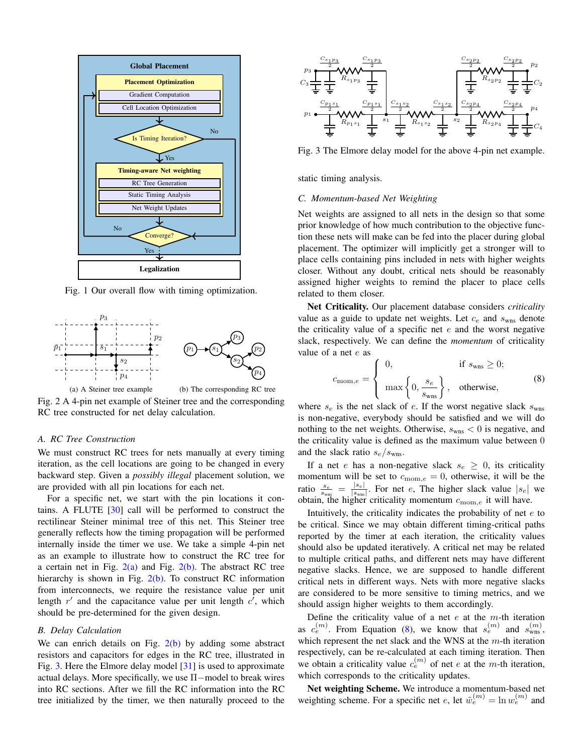Fig. 1 Our overall flow with timing optimization.

(a) A Steiner tree example (b) The corresponding RC tree

Fig. 2 A 4-pin net example of Steiner tree and the corresponding RC tree constructed for net delay calculation.

### A. RC Tree Construction

We must construct RC trees for nets manually at every timing iteration, as the cell locations are going to be changed in every backward step. Given a *possibly illegal* placement solution, we are provided with all pin locations for each net.

For a specific net, we start with the pin locations it contains. A FLUTE [30] call will be performed to construct the rectilinear Steiner minimal tree of this net. This Steiner tree generally reflects how the timing propagation will be performed internally inside the timer we use. We take a simple 4-pin net as an example to illustrate how to construct the RC tree for a certain net in Fig. 2(a) and Fig. 2(b). The abstract RC tree hierarchy is shown in Fig. 2(b). To construct RC information from interconnects, we require the resistance value per unit length $r'$ and the capacitance value per unit length $c'$, which should be pre-determined for the given design.

### B. Delay Calculation

We can enrich details on Fig. 2(b) by adding some abstract resistors and capacitors for edges in the RC tree, illustrated in Fig. 3. Here the Elmore delay model [31] is used to approximate actual delays. More specifically, we use $\Pi-$model to break wires into RC sections. After we fill the RC information into the RC tree initialized by the timer, we then naturally proceed to the static timing analysis.

Fig. 3 The Elmore delay model for the above 4-pin net example.

### C. Momentum-based Net Weighting

Net weights are assigned to all nets in the design so that some prior knowledge of how much contribution to the objective function these nets will make can be fed into the placer during global placement. The optimizer will implicitly get a stronger will to place cells containing pins included in nets with higher weights closer. Without any doubt, critical nets should be reasonably assigned higher weights to remind the placer to place cells related to them closer.

**Net Criticality.** Our placement database considers *criticality* value as a guide to update net weights. Let $c_e$ and $s_{\text{wns}}$ denote the criticality value of a specific net $e$ and the worst negative slack, respectively. We can define the *momentum* of criticality value of a net $e$ as

$$c_{\text{mom},e} = \begin{cases} 0, & \text{if } s_{\text{wns}} \geq 0; \\ \max\left\{0, \dfrac{s_e}{s_{\text{wns}}}\right\}, & \text{otherwise,} \end{cases} \tag{8}$$

where $s_e$ is the net slack of $e$. If the worst negative slack $s_{\text{wns}}$ is non-negative, everybody should be satisfied and we will do nothing to the net weights. Otherwise, $s_{\text{wns}} < 0$ is negative, and the criticality value is defined as the maximum value between 0 and the slack ratio $s_e/s_{\text{wns}}$.

If a net $e$ has a non-negative slack $s_e \geq 0$, its criticality momentum will be set to $c_{\text{mom},e} = 0$, otherwise, it will be the ratio $\frac{s_e}{s_{\text{wns}}} = \frac{|s_e|}{|s_{\text{wns}}|}$. For net $e$, The higher slack value $|s_e|$ we obtain, the higher criticality momentum $c_{\text{mom},e}$ it will have.

Intuitively, the criticality indicates the probability of net $e$ to be critical. Since we may obtain different timing-critical paths reported by the timer at each iteration, the criticality values should also be updated iteratively. A critical net may be related to multiple critical paths, and different nets may have different negative slacks. Hence, we are supposed to handle different critical nets in different ways. Nets with more negative slacks are considered to be more sensitive to timing metrics, and we should assign higher weights to them accordingly.

Define the criticality value of a net $e$ at the $m$-th iteration as $c_e^{(m)}$. From Equation (8), we know that $s_e^{(m)}$ and $s_{\text{wns}}^{(m)}$, which represent the net slack and the WNS at the $m$-th iteration respectively, can be re-calculated at each timing iteration. Then we obtain a criticality value $c_e^{(m)}$ of net $e$ at the $m$-th iteration, which corresponds to the criticality updates.

**Net weighting Scheme.** We introduce a momentum-based net weighting scheme. For a specific net $e$, let $\tilde{w}_e^{(m)} = \ln w_e^{(m)}$ and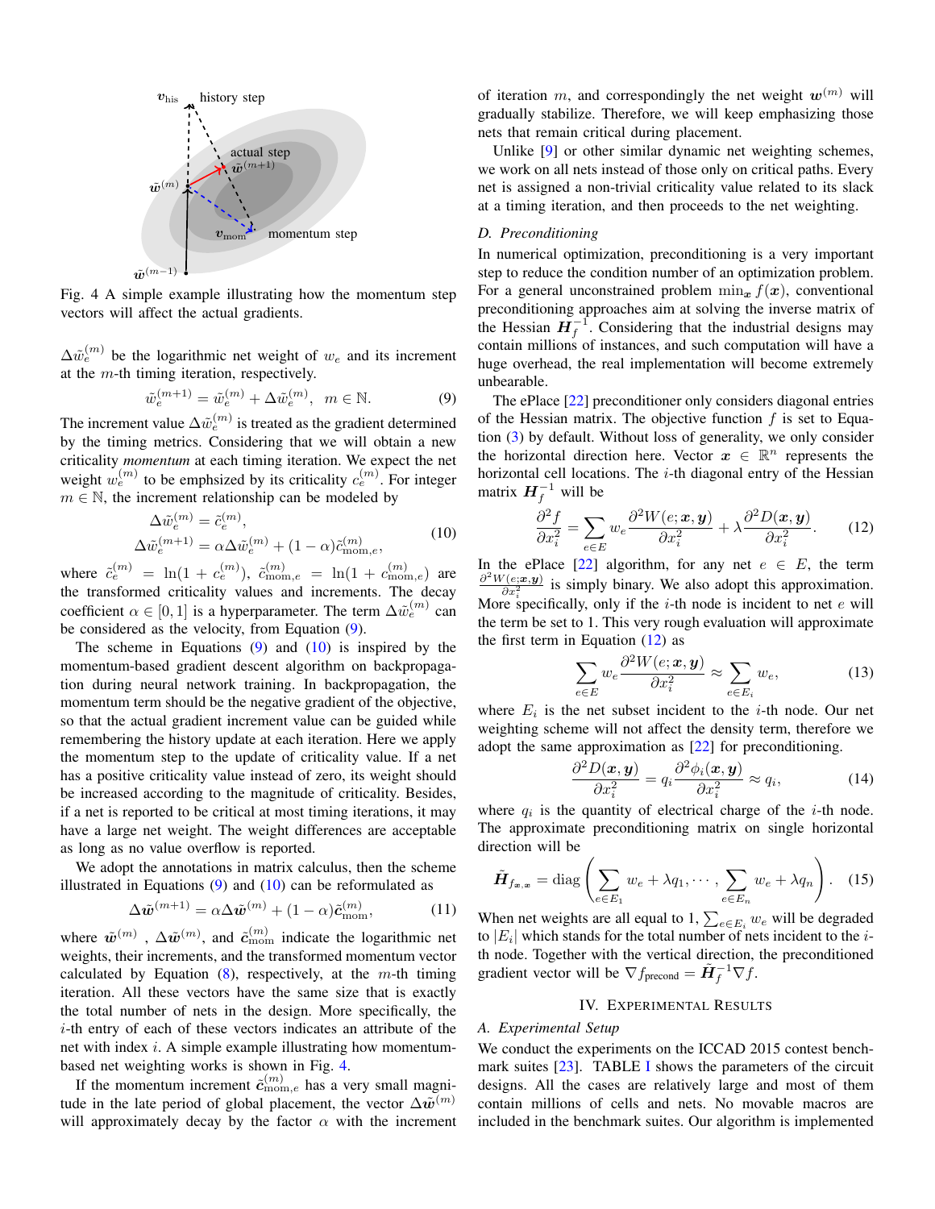Fig. 4 A simple example illustrating how the momentum step vectors will affect the actual gradients.

$\Delta\tilde{w}_e^{(m)}$ be the logarithmic net weight of $w_e$ and its increment at the $m$-th timing iteration, respectively.

$$\tilde{w}_e^{(m+1)} = \tilde{w}_e^{(m)} + \Delta\tilde{w}_e^{(m)}, \quad m \in \mathbb{N}. \tag{9}$$

The increment value $\Delta\tilde{w}_e^{(m)}$ is treated as the gradient determined by the timing metrics. Considering that we will obtain a new criticality *momentum* at each timing iteration. We expect the net weight $w_e^{(m)}$ to be emphsized by its criticality $c_e^{(m)}$. For integer $m \in \mathbb{N}$, the increment relationship can be modeled by

$$\begin{aligned} \Delta\tilde{w}_e^{(m)} &= \tilde{c}_e^{(m)}, \\ \Delta\tilde{w}_e^{(m+1)} &= \alpha\Delta\tilde{w}_e^{(m)} + (1-\alpha)\tilde{c}_{\text{mom},e}^{(m)}, \end{aligned} \tag{10}$$

where $\tilde{c}_e^{(m)} = \ln(1 + c_e^{(m)})$, $\tilde{c}_{\text{mom},e}^{(m)} = \ln(1 + c_{\text{mom},e}^{(m)})$ are the transformed criticality values and increments. The decay coefficient $\alpha \in [0, 1]$ is a hyperparameter. The term $\Delta\tilde{w}_e^{(m)}$ can be considered as the velocity, from Equation (9).

The scheme in Equations (9) and (10) is inspired by the momentum-based gradient descent algorithm on backpropagation during neural network training. In backpropagation, the momentum term should be the negative gradient of the objective, so that the actual gradient increment value can be guided while remembering the history update at each iteration. Here we apply the momentum step to the update of criticality value. If a net has a positive criticality value instead of zero, its weight should be increased according to the magnitude of criticality. Besides, if a net is reported to be critical at most timing iterations, it may have a large net weight. The weight differences are acceptable as long as no value overflow is reported.

We adopt the annotations in matrix calculus, then the scheme illustrated in Equations (9) and (10) can be reformulated as

$$\Delta\tilde{\boldsymbol{w}}^{(m+1)} = \alpha\Delta\tilde{\boldsymbol{w}}^{(m)} + (1-\alpha)\tilde{\boldsymbol{c}}_{\text{mom}}^{(m)}, \tag{11}$$

where $\tilde{\boldsymbol{w}}^{(m)}$ , $\Delta\tilde{\boldsymbol{w}}^{(m)}$, and $\tilde{\boldsymbol{c}}_{\text{mom}}^{(m)}$ indicate the logarithmic net weights, their increments, and the transformed momentum vector calculated by Equation (8), respectively, at the $m$-th timing iteration. All these vectors have the same size that is exactly the total number of nets in the design. More specifically, the $i$-th entry of each of these vectors indicates an attribute of the net with index $i$. A simple example illustrating how momentum-based net weighting works is shown in Fig. 4.

If the momentum increment $\tilde{\boldsymbol{c}}_{\text{mom},e}^{(m)}$ has a very small magnitude in the late period of global placement, the vector $\Delta\tilde{\boldsymbol{w}}^{(m)}$ will approximately decay by the factor $\alpha$ with the increment of iteration $m$, and correspondingly the net weight $\boldsymbol{w}^{(m)}$ will gradually stabilize. Therefore, we will keep emphasizing those nets that remain critical during placement.

Unlike [9] or other similar dynamic net weighting schemes, we work on all nets instead of those only on critical paths. Every net is assigned a non-trivial criticality value related to its slack at a timing iteration, and then proceeds to the net weighting.

### D. Preconditioning

In numerical optimization, preconditioning is a very important step to reduce the condition number of an optimization problem. For a general unconstrained problem $\min_{\boldsymbol{x}} f(\boldsymbol{x})$, conventional preconditioning approaches aim at solving the inverse matrix of the Hessian $\boldsymbol{H}_f^{-1}$. Considering that the industrial designs may contain millions of instances, and such computation will have a huge overhead, the real implementation will become extremely unbearable.

The ePlace [22] preconditioner only considers diagonal entries of the Hessian matrix. The objective function $f$ is set to Equation (3) by default. Without loss of generality, we only consider the horizontal direction here. Vector $\boldsymbol{x} \in \mathbb{R}^n$ represents the horizontal cell locations. The $i$-th diagonal entry of the Hessian matrix $\boldsymbol{H}_f^{-1}$ will be

$$\frac{\partial^2 f}{\partial x_i^2} = \sum_{e\in E} w_e \frac{\partial^2 W(e;\boldsymbol{x},\boldsymbol{y})}{\partial x_i^2} + \lambda\frac{\partial^2 D(\boldsymbol{x},\boldsymbol{y})}{\partial x_i^2}. \tag{12}$$

In the ePlace [22] algorithm, for any net $e \in E$, the term $\frac{\partial^2 W(e;\boldsymbol{x},\boldsymbol{y})}{\partial x_i^2}$ is simply binary. We also adopt this approximation. More specifically, only if the $i$-th node is incident to net $e$ will the term be set to 1. This very rough evaluation will approximate the first term in Equation (12) as

$$\sum_{e\in E} w_e \frac{\partial^2 W(e;\boldsymbol{x},\boldsymbol{y})}{\partial x_i^2} \approx \sum_{e\in E_i} w_e, \tag{13}$$

where $E_i$ is the net subset incident to the $i$-th node. Our net weighting scheme will not affect the density term, therefore we adopt the same approximation as [22] for preconditioning.

$$\frac{\partial^2 D(\boldsymbol{x},\boldsymbol{y})}{\partial x_i^2} = q_i \frac{\partial^2 \phi_i(\boldsymbol{x},\boldsymbol{y})}{\partial x_i^2} \approx q_i, \tag{14}$$

where $q_i$ is the quantity of electrical charge of the $i$-th node. The approximate preconditioning matrix on single horizontal direction will be

$$\tilde{\boldsymbol{H}}_{f_{\boldsymbol{x},\boldsymbol{x}}} = \text{diag}\left(\sum_{e\in E_1} w_e + \lambda q_1, \cdots, \sum_{e\in E_n} w_e + \lambda q_n\right). \tag{15}$$

When net weights are all equal to 1, $\sum_{e\in E_i} w_e$ will be degraded to $|E_i|$ which stands for the total number of nets incident to the $i$-th node. Together with the vertical direction, the preconditioned gradient vector will be $\nabla f_{\text{precond}} = \tilde{\boldsymbol{H}}_f^{-1}\nabla f$.

## IV. Experimental Results

### A. Experimental Setup

We conduct the experiments on the ICCAD 2015 contest benchmark suites [23]. TABLE I shows the parameters of the circuit designs. All the cases are relatively large and most of them contain millions of cells and nets. No movable macros are included in the benchmark suites. Our algorithm is implemented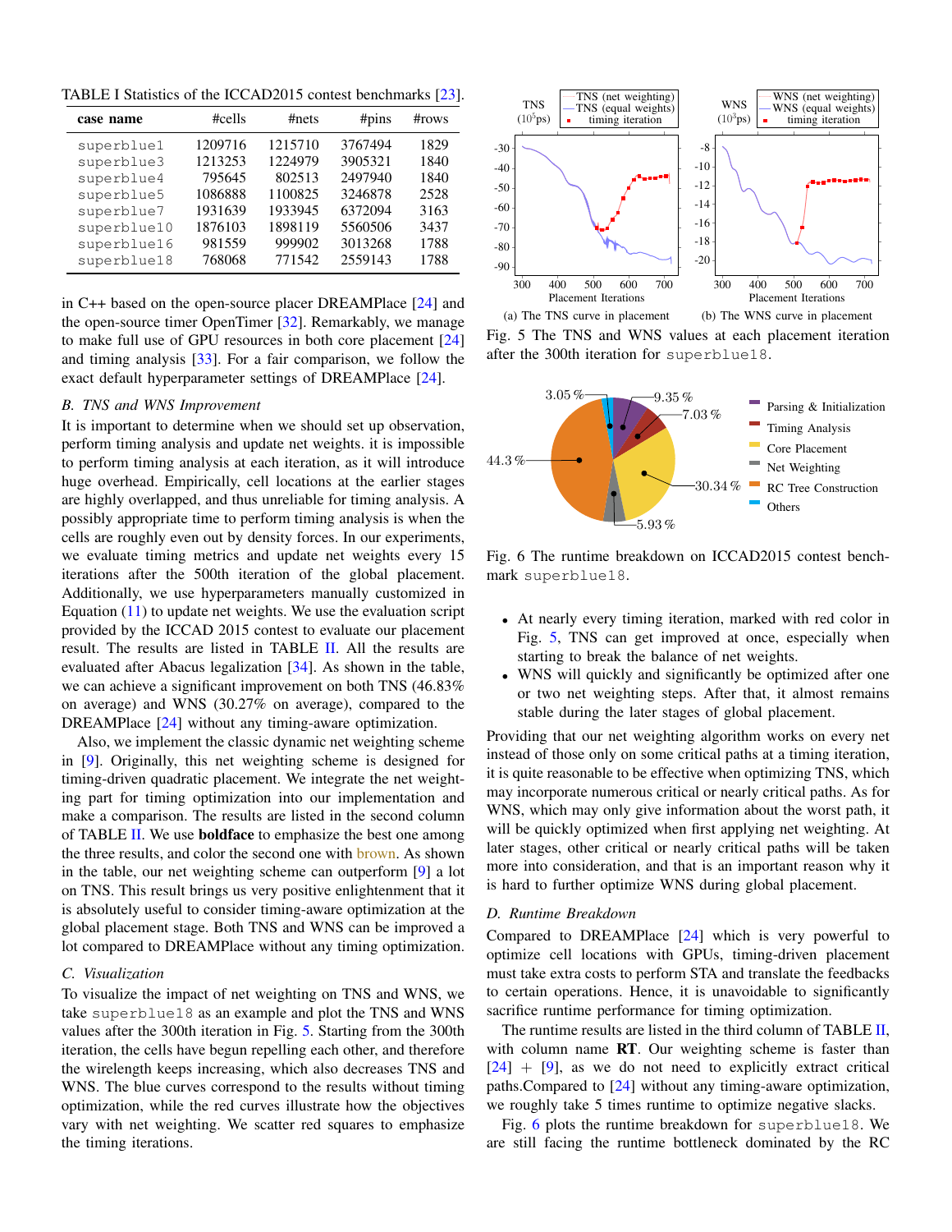TABLE I Statistics of the ICCAD2015 contest benchmarks [23].

| case name | #cells | #nets | #pins | #rows |
|---|---|---|---|---|
| superblue1 | 1209716 | 1215710 | 3767494 | 1829 |
| superblue3 | 1213253 | 1224979 | 3905321 | 1840 |
| superblue4 | 795645 | 802513 | 2497940 | 1840 |
| superblue5 | 1086888 | 1100825 | 3246878 | 2528 |
| superblue7 | 1931639 | 1933945 | 6372094 | 3163 |
| superblue10 | 1876103 | 1898119 | 5560506 | 3437 |
| superblue16 | 981559 | 999902 | 3013268 | 1788 |
| superblue18 | 768068 | 771542 | 2559143 | 1788 |

in C++ based on the open-source placer DREAMPlace [24] and the open-source timer OpenTimer [32]. Remarkably, we manage to make full use of GPU resources in both core placement [24] and timing analysis [33]. For a fair comparison, we follow the exact default hyperparameter settings of DREAMPlace [24].

### B. TNS and WNS Improvement

It is important to determine when we should set up observation, perform timing analysis and update net weights. it is impossible to perform timing analysis at each iteration, as it will introduce huge overhead. Empirically, cell locations at the earlier stages are highly overlapped, and thus unreliable for timing analysis. A possibly appropriate time to perform timing analysis is when the cells are roughly even out by density forces. In our experiments, we evaluate timing metrics and update net weights every 15 iterations after the 500th iteration of the global placement. Additionally, we use hyperparameters manually customized in Equation (11) to update net weights. We use the evaluation script provided by the ICCAD 2015 contest to evaluate our placement result. The results are listed in TABLE II. All the results are evaluated after Abacus legalization [34]. As shown in the table, we can achieve a significant improvement on both TNS (46.83% on average) and WNS (30.27% on average), compared to the DREAMPlace [24] without any timing-aware optimization.

Also, we implement the classic dynamic net weighting scheme in [9]. Originally, this net weighting scheme is designed for timing-driven quadratic placement. We integrate the net weighting part for timing optimization into our implementation and make a comparison. The results are listed in the second column of TABLE II. We use **boldface** to emphasize the best one among the three results, and color the second one with brown. As shown in the table, our net weighting scheme can outperform [9] a lot on TNS. This result brings us very positive enlightenment that it is absolutely useful to consider timing-aware optimization at the global placement stage. Both TNS and WNS can be improved a lot compared to DREAMPlace without any timing optimization.

### C. Visualization

To visualize the impact of net weighting on TNS and WNS, we take superblue18 as an example and plot the TNS and WNS values after the 300th iteration in Fig. 5. Starting from the 300th iteration, the cells have begun repelling each other, and therefore the wirelength keeps increasing, which also decreases TNS and WNS. The blue curves correspond to the results without timing optimization, while the red curves illustrate how the objectives vary with net weighting. We scatter red squares to emphasize the timing iterations.

(a) The TNS curve in placement (b) The WNS curve in placement

Fig. 5 The TNS and WNS values at each placement iteration after the 300th iteration for superblue18.

Fig. 6 The runtime breakdown on ICCAD2015 contest benchmark superblue18.

- At nearly every timing iteration, marked with red color in Fig. 5, TNS can get improved at once, especially when starting to break the balance of net weights.
- WNS will quickly and significantly be optimized after one or two net weighting steps. After that, it almost remains stable during the later stages of global placement.

Providing that our net weighting algorithm works on every net instead of those only on some critical paths at a timing iteration, it is quite reasonable to be effective when optimizing TNS, which may incorporate numerous critical or nearly critical paths. As for WNS, which may only give information about the worst path, it will be quickly optimized when first applying net weighting. At later stages, other critical or nearly critical paths will be taken more into consideration, and that is an important reason why it is hard to further optimize WNS during global placement.

### D. Runtime Breakdown

Compared to DREAMPlace [24] which is very powerful to optimize cell locations with GPUs, timing-driven placement must take extra costs to perform STA and translate the feedbacks to certain operations. Hence, it is unavoidable to significantly sacrifice runtime performance for timing optimization.

The runtime results are listed in the third column of TABLE II, with column name **RT**. Our weighting scheme is faster than [24] + [9], as we do not need to explicitly extract critical paths.Compared to [24] without any timing-aware optimization, we roughly take 5 times runtime to optimize negative slacks.

Fig. 6 plots the runtime breakdown for superblue18. We are still facing the runtime bottleneck dominated by the RC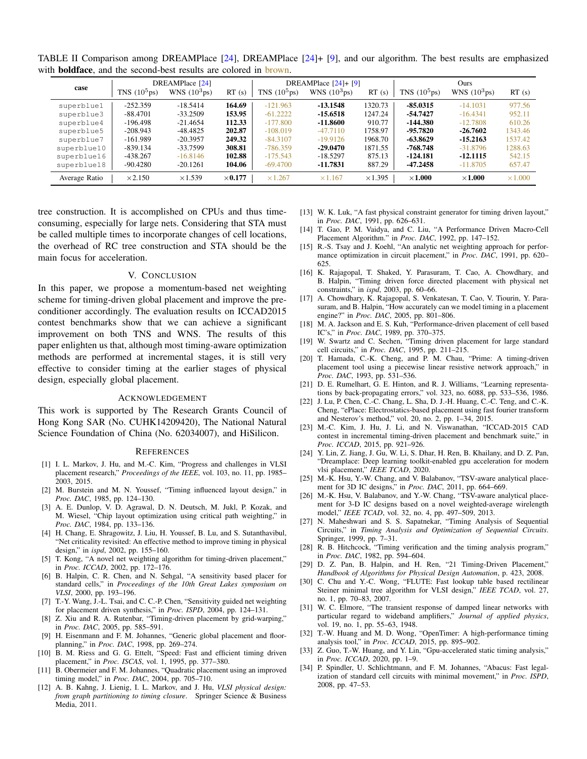TABLE II Comparison among DREAMPlace [24], DREAMPlace [24]+ [9], and our algorithm. The best results are emphasized with **boldface**, and the second-best results are colored in brown.

| case | DREAMPlace [24] | | | DREAMPlace [24]+ [9] | | | Ours | | |
|---|---|---|---|---|---|---|---|---|---|
| | TNS ($10^5$ps) | WNS ($10^3$ps) | RT (s) | TNS ($10^5$ps) | WNS ($10^3$ps) | RT (s) | TNS ($10^5$ps) | WNS ($10^3$ps) | RT (s) |
| superblue1 | -252.359 | -18.5414 | **164.69** | -121.963 | **-13.1548** | 1320.73 | **-85.0315** | -14.1031 | 977.56 |
| superblue3 | -88.4701 | -33.2509 | **153.95** | -61.2222 | **-15.6518** | 1247.24 | **-54.7427** | -16.4341 | 952.11 |
| superblue4 | -196.498 | -21.4654 | **112.33** | -177.800 | **-11.8600** | 910.77 | **-144.380** | -12.7808 | 610.26 |
| superblue5 | -208.943 | -48.4825 | **202.87** | -108.019 | -47.7110 | 1758.97 | **-95.7820** | **-26.7602** | 1343.46 |
| superblue7 | -161.989 | -20.3957 | **249.32** | -84.3107 | -19.9126 | 1968.70 | **-63.8629** | **-15.2163** | 1537.42 |
| superblue10 | -839.134 | -33.7599 | **308.81** | -786.359 | **-29.0470** | 1871.55 | **-768.748** | -31.8796 | 1288.63 |
| superblue16 | -438.267 | -16.8146 | **102.88** | -175.543 | -18.5297 | 875.13 | **-124.181** | **-12.1115** | 542.15 |
| superblue18 | -90.4280 | -20.1261 | **104.06** | -69.4700 | **-11.7831** | 887.29 | **-47.2458** | -11.8705 | 657.47 |
| Average Ratio | ×2.150 | ×1.539 | **×0.177** | ×1.267 | ×1.167 | ×1.395 | **×1.000** | **×1.000** | ×1.000 |

tree construction. It is accomplished on CPUs and thus time-consuming, especially for large nets. Considering that STA must be called multiple times to incorporate changes of cell locations, the overhead of RC tree construction and STA should be the main focus for acceleration.

## V. Conclusion

In this paper, we propose a momentum-based net weighting scheme for timing-driven global placement and improve the preconditioner accordingly. The evaluation results on ICCAD2015 contest benchmarks show that we can achieve a significant improvement on both TNS and WNS. The results of this paper enlighten us that, although most timing-aware optimization methods are performed at incremental stages, it is still very effective to consider timing at the earlier stages of physical design, especially global placement.

## Acknowledgement

This work is supported by The Research Grants Council of Hong Kong SAR (No. CUHK14209420), The National Natural Science Foundation of China (No. 62034007), and HiSilicon.

## References

[1] I. L. Markov, J. Hu, and M.-C. Kim, "Progress and challenges in VLSI placement research," *Proceedings of the IEEE*, vol. 103, no. 11, pp. 1985–2003, 2015.

[2] M. Burstein and M. N. Youssef, "Timing influenced layout design," in *Proc. DAC*, 1985, pp. 124–130.

[3] A. E. Dunlop, V. D. Agrawal, D. N. Deutsch, M. Jukl, P. Kozak, and M. Wiesel, "Chip layout optimization using critical path weighting," in *Proc. DAC*, 1984, pp. 133–136.

[4] H. Chang, E. Shragowitz, J. Liu, H. Youssef, B. Lu, and S. Sutanthavibul, "Net criticality revisited: An effective method to improve timing in physical design," in *ispd*, 2002, pp. 155–160.

[5] T. Kong, "A novel net weighting algorithm for timing-driven placement," in *Proc. ICCAD*, 2002, pp. 172–176.

[6] B. Halpin, C. R. Chen, and N. Sehgal, "A sensitivity based placer for standard cells," in *Proceedings of the 10th Great Lakes symposium on VLSI*, 2000, pp. 193–196.

[7] T.-Y. Wang, J.-L. Tsai, and C. C.-P. Chen, "Sensitivity guided net weighting for placement driven synthesis," in *Proc. ISPD*, 2004, pp. 124–131.

[8] Z. Xiu and R. A. Rutenbar, "Timing-driven placement by grid-warping," in *Proc. DAC*, 2005, pp. 585–591.

[9] H. Eisenmann and F. M. Johannes, "Generic global placement and floorplanning," in *Proc. DAC*, 1998, pp. 269–274.

[10] B. M. Riess and G. G. Ettelt, "Speed: Fast and efficient timing driven placement," in *Proc. ISCAS*, vol. 1, 1995, pp. 377–380.

[11] B. Obermeier and F. M. Johannes, "Quadratic placement using an improved timing model," in *Proc. DAC*, 2004, pp. 705–710.

[12] A. B. Kahng, J. Lienig, I. L. Markov, and J. Hu, *VLSI physical design: from graph partitioning to timing closure*. Springer Science & Business Media, 2011.

[13] W. K. Luk, "A fast physical constraint generator for timing driven layout," in *Proc. DAC*, 1991, pp. 626–631.

[14] T. Gao, P. M. Vaidya, and C. L. Liu, "A Performance Driven Macro-Cell Placement Algorithm." in *Proc. DAC*, 1992, pp. 147–152.

[15] R.-S. Tsay and J. Koehl, "An analytic net weighting approach for performance optimization in circuit placement," in *Proc. DAC*, 1991, pp. 620–625.

[16] K. Rajagopal, T. Shaked, Y. Parasuram, T. Cao, A. Chowdhary, and B. Halpin, "Timing driven force directed placement with physical net constraints," in *ispd*, 2003, pp. 60–66.

[17] A. Chowdhary, K. Rajagopal, S. Venkatesan, T. Cao, V. Tiourin, Y. Parasuram, and B. Halpin, "How accurately can we model timing in a placement engine?" in *Proc. DAC*, 2005, pp. 801–806.

[18] M. A. Jackson and E. S. Kuh, "Performance-driven placement of cell based IC's," in *Proc. DAC*, 1989, pp. 370–375.

[19] W. Swartz and C. Sechen, "Timing driven placement for large standard cell circuits," in *Proc. DAC*, 1995, pp. 211–215.

[20] T. Hamada, C.-K. Cheng, and P. M. Chau, "Prime: A timing-driven placement tool using a piecewise linear resistive network approach," in *Proc. DAC*, 1993, pp. 531–536.

[21] D. E. Rumelhart, G. E. Hinton, and R. J. Williams, "Learning representations by back-propagating errors," vol. 323, no. 6088, pp. 533–536, 1986.

[22] J. Lu, P. Chen, C.-C. Chang, L. Sha, D. J.-H. Huang, C.-C. Teng, and C.-K. Cheng, "ePlace: Electrostatics-based placement using fast fourier transform and Nesterov's method," vol. 20, no. 2, pp. 1–34, 2015.

[23] M.-C. Kim, J. Hu, J. Li, and N. Viswanathan, "ICCAD-2015 CAD contest in incremental timing-driven placement and benchmark suite," in *Proc. ICCAD*, 2015, pp. 921–926.

[24] Y. Lin, Z. Jiang, J. Gu, W. Li, S. Dhar, H. Ren, B. Khailany, and D. Z. Pan, "Dreamplace: Deep learning toolkit-enabled gpu acceleration for modern vlsi placement," *IEEE TCAD*, 2020.

[25] M.-K. Hsu, Y.-W. Chang, and V. Balabanov, "TSV-aware analytical placement for 3D IC designs," in *Proc. DAC*, 2011, pp. 664–669.

[26] M.-K. Hsu, V. Balabanov, and Y.-W. Chang, "TSV-aware analytical placement for 3-D IC designs based on a novel weighted-average wirelength model," *IEEE TCAD*, vol. 32, no. 4, pp. 497–509, 2013.

[27] N. Maheshwari and S. S. Sapatnekar, "Timing Analysis of Sequential Circuits," in *Timing Analysis and Optimization of Sequential Circuits*. Springer, 1999, pp. 7–31.

[28] R. B. Hitchcock, "Timing verification and the timing analysis program," in *Proc. DAC*, 1982, pp. 594–604.

[29] D. Z. Pan, B. Halpin, and H. Ren, "21 Timing-Driven Placement," *Handbook of Algorithms for Physical Design Automation*, p. 423, 2008.

[30] C. Chu and Y.-C. Wong, "FLUTE: Fast lookup table based rectilinear Steiner minimal tree algorithm for VLSI design," *IEEE TCAD*, vol. 27, no. 1, pp. 70–83, 2007.

[31] W. C. Elmore, "The transient response of damped linear networks with particular regard to wideband amplifiers," *Journal of applied physics*, vol. 19, no. 1, pp. 55–63, 1948.

[32] T.-W. Huang and M. D. Wong, "OpenTimer: A high-performance timing analysis tool," in *Proc. ICCAD*, 2015, pp. 895–902.

[33] Z. Guo, T.-W. Huang, and Y. Lin, "Gpu-accelerated static timing analysis," in *Proc. ICCAD*, 2020, pp. 1–9.

[34] P. Spindler, U. Schlichtmann, and F. M. Johannes, "Abacus: Fast legalization of standard cell circuits with minimal movement," in *Proc. ISPD*, 2008, pp. 47–53.